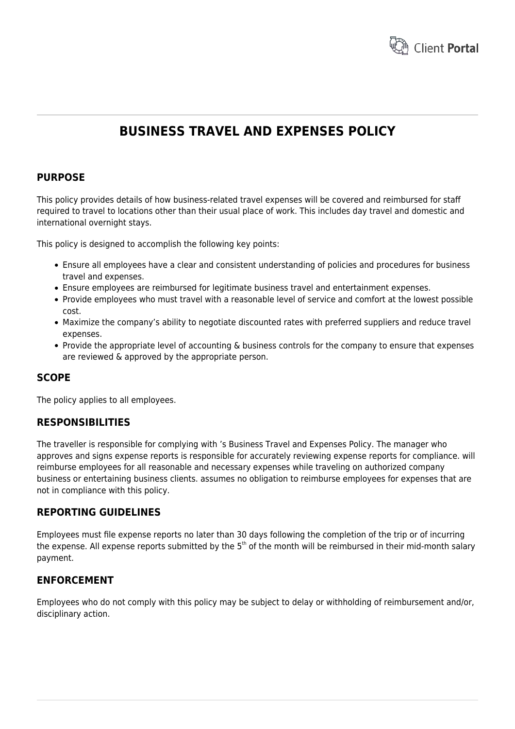# BUSINESS TRAVEL AND EXPENSES POLICY

## PURPOSE

This policy provides details of how business-related travel expenses will be covered and reimbursed for staff required to travel to locations other than their usual place of work. This includes day travel and domestic and international overnight stays.

This policy is designed to accomplish the following key points:

- Ensure all employees have a clear and consistent understanding of policies and procedures for business travel and expenses.
- Ensure employees are reimbursed for legitimate business travel and entertainment expenses.
- Provide employees who must travel with a reasonable level of service and comfort at the lowest possible cost.
- Maximize the company's ability to negotiate discounted rates with preferred suppliers and reduce travel expenses.
- Provide the appropriate level of accounting & business controls for the company to ensure that expenses are reviewed & approved by the appropriate person.

## SCOPE

The policy applies to all employees.

## RESPONSIBILITIES

The traveller is responsible for complying with 's Business Travel and Expenses Policy. The manager who approves and signs expense reports is responsible for accurately reviewing expense reports for compliance. will reimburse employees for all reasonable and necessary expenses while traveling on authorized company business or entertaining business clients. assumes no obligation to reimburse employees for expenses that are not in compliance with this policy.

## REPORTING GUIDELINES

Employees must file expense reports no later than 30 days following the completion of the trip or of incurring the expense. All expense reports submitted by the 5th of the month will be reimbursed in their mid-month salary payment.

## ENFORCEMENT

Employees who do not comply with this policy may be subject to delay or withholding of reimbursement and/or, disciplinary action.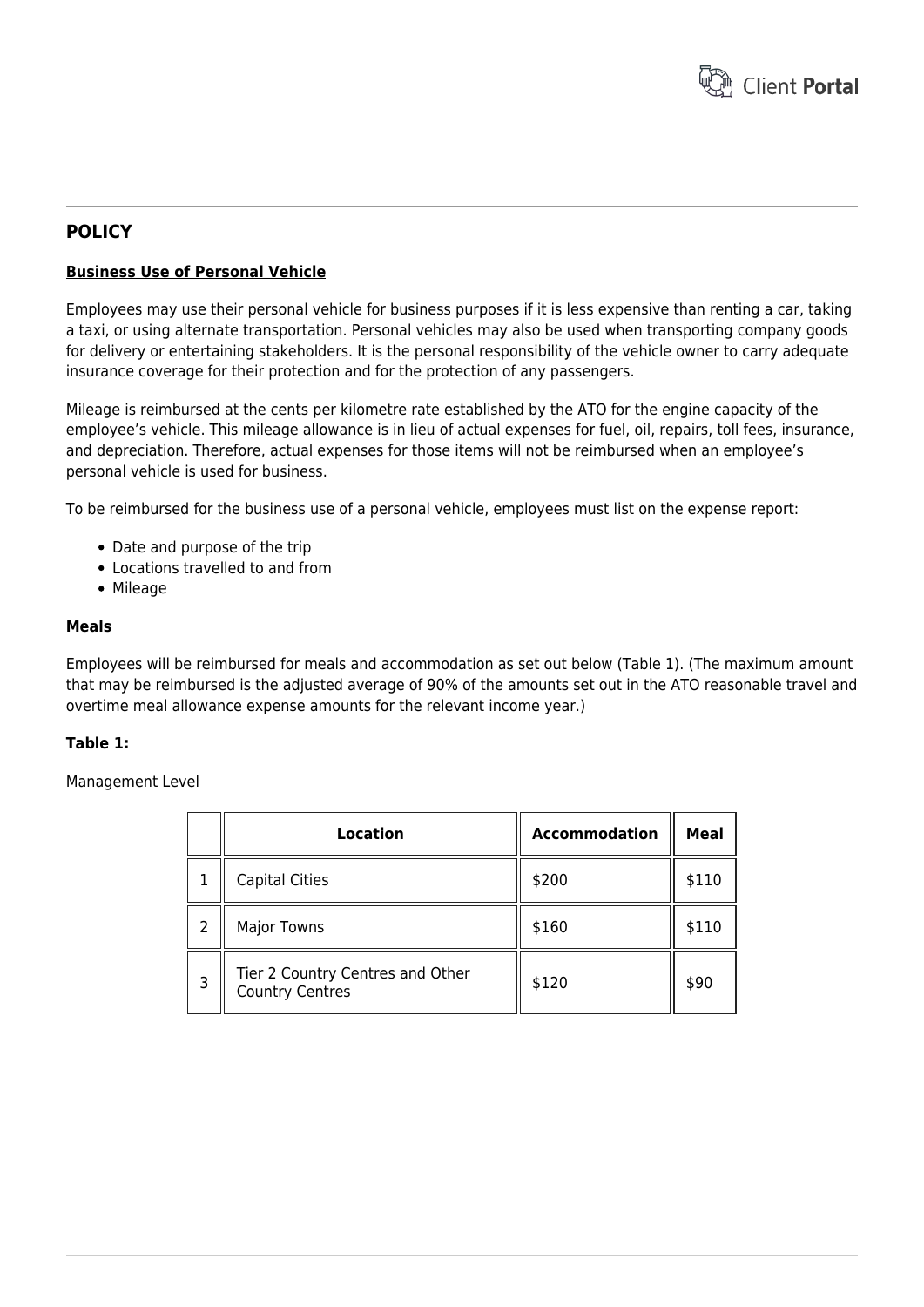## POLICY

**Business Use of Personal Vehicle**

Employees may use their personal vehicle for business purposes if it is less expensive than renting a car, taking a taxi, or using alternate transportation. Personal vehicles may also be used when transporting company goods for delivery or entertaining stakeholders. It is the personal responsibility of the vehicle owner to carry adequate insurance coverage for their protection and for the protection of any passengers.

Mileage is reimbursed at the cents per kilometre rate established by the ATO for the engine capacity of the employee's vehicle. This mileage allowance is in lieu of actual expenses for fuel, oil, repairs, toll fees, insurance, and depreciation. Therefore, actual expenses for those items will not be reimbursed when an employee's personal vehicle is used for business.

To be reimbursed for the business use of a personal vehicle, employees must list on the expense report:

- Date and purpose of the trip
- Locations travelled to and from
- Mileage

**Meals**

Employees will be reimbursed for meals and accommodation as set out below (Table 1). (The maximum amount that may be reimbursed is the adjusted average of 90% of the amounts set out in the ATO reasonable travel and overtime meal allowance expense amounts for the relevant income year.)

**Table 1:**

Management Level

| | Location | Accommodation | Meal |
|---|---|---|---|
| 1 | Capital Cities | $200 | $110 |
| 2 | Major Towns | $160 | $110 |
| 3 | Tier 2 Country Centres and Other Country Centres | $120 | $90 |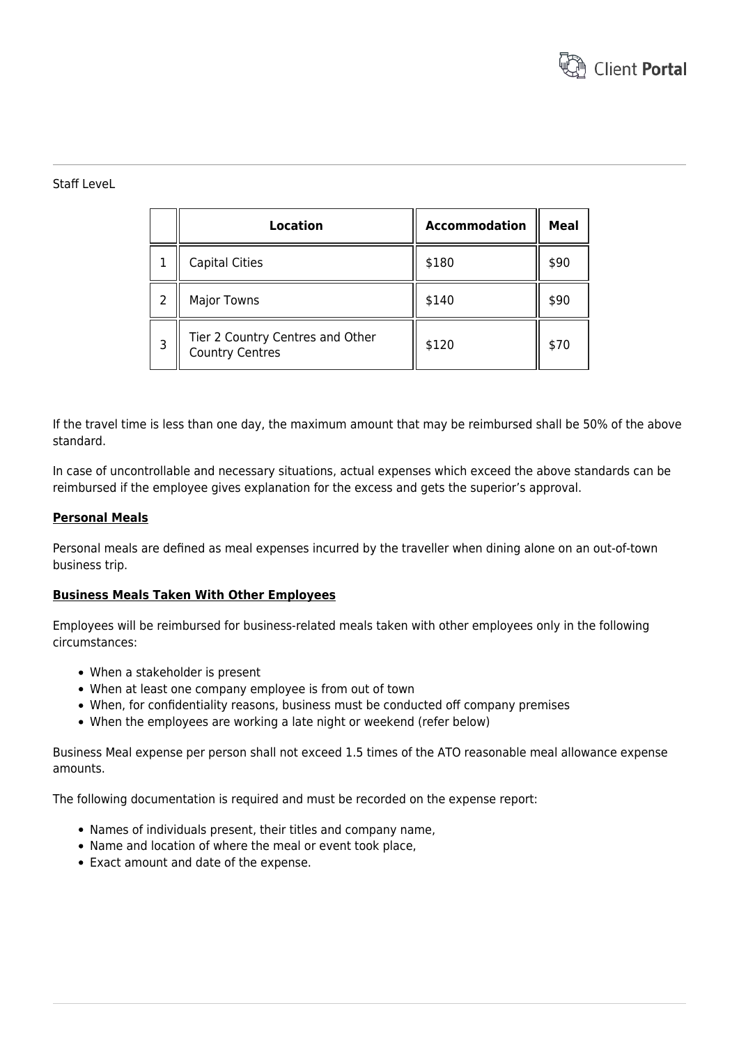Staff LeveL

| | Location | Accommodation | Meal |
|---|---|---|---|
| 1 | Capital Cities | $180 | $90 |
| 2 | Major Towns | $140 | $90 |
| 3 | Tier 2 Country Centres and Other Country Centres | $120 | $70 |

If the travel time is less than one day, the maximum amount that may be reimbursed shall be 50% of the above standard.

In case of uncontrollable and necessary situations, actual expenses which exceed the above standards can be reimbursed if the employee gives explanation for the excess and gets the superior's approval.

**Personal Meals**

Personal meals are defined as meal expenses incurred by the traveller when dining alone on an out-of-town business trip.

**Business Meals Taken With Other Employees**

Employees will be reimbursed for business-related meals taken with other employees only in the following circumstances:

- When a stakeholder is present
- When at least one company employee is from out of town
- When, for confidentiality reasons, business must be conducted off company premises
- When the employees are working a late night or weekend (refer below)

Business Meal expense per person shall not exceed 1.5 times of the ATO reasonable meal allowance expense amounts.

The following documentation is required and must be recorded on the expense report:

- Names of individuals present, their titles and company name,
- Name and location of where the meal or event took place,
- Exact amount and date of the expense.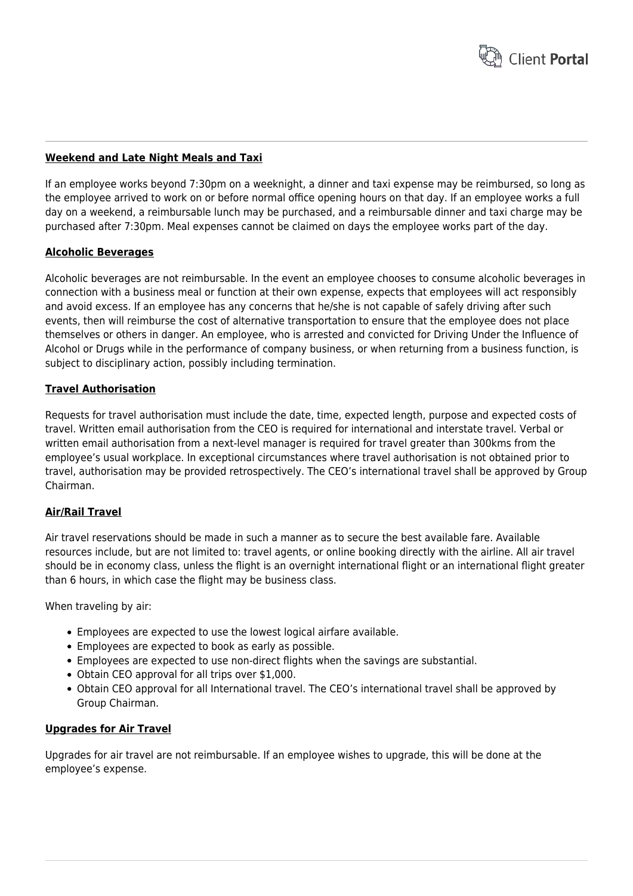**Weekend and Late Night Meals and Taxi**

If an employee works beyond 7:30pm on a weeknight, a dinner and taxi expense may be reimbursed, so long as the employee arrived to work on or before normal office opening hours on that day. If an employee works a full day on a weekend, a reimbursable lunch may be purchased, and a reimbursable dinner and taxi charge may be purchased after 7:30pm. Meal expenses cannot be claimed on days the employee works part of the day.

**Alcoholic Beverages**

Alcoholic beverages are not reimbursable. In the event an employee chooses to consume alcoholic beverages in connection with a business meal or function at their own expense, expects that employees will act responsibly and avoid excess. If an employee has any concerns that he/she is not capable of safely driving after such events, then will reimburse the cost of alternative transportation to ensure that the employee does not place themselves or others in danger. An employee, who is arrested and convicted for Driving Under the Influence of Alcohol or Drugs while in the performance of company business, or when returning from a business function, is subject to disciplinary action, possibly including termination.

**Travel Authorisation**

Requests for travel authorisation must include the date, time, expected length, purpose and expected costs of travel. Written email authorisation from the CEO is required for international and interstate travel. Verbal or written email authorisation from a next-level manager is required for travel greater than 300kms from the employee's usual workplace. In exceptional circumstances where travel authorisation is not obtained prior to travel, authorisation may be provided retrospectively. The CEO's international travel shall be approved by Group Chairman.

**Air/Rail Travel**

Air travel reservations should be made in such a manner as to secure the best available fare. Available resources include, but are not limited to: travel agents, or online booking directly with the airline. All air travel should be in economy class, unless the flight is an overnight international flight or an international flight greater than 6 hours, in which case the flight may be business class.

When traveling by air:

- Employees are expected to use the lowest logical airfare available.
- Employees are expected to book as early as possible.
- Employees are expected to use non-direct flights when the savings are substantial.
- Obtain CEO approval for all trips over $1,000.
- Obtain CEO approval for all International travel. The CEO's international travel shall be approved by Group Chairman.

**Upgrades for Air Travel**

Upgrades for air travel are not reimbursable. If an employee wishes to upgrade, this will be done at the employee's expense.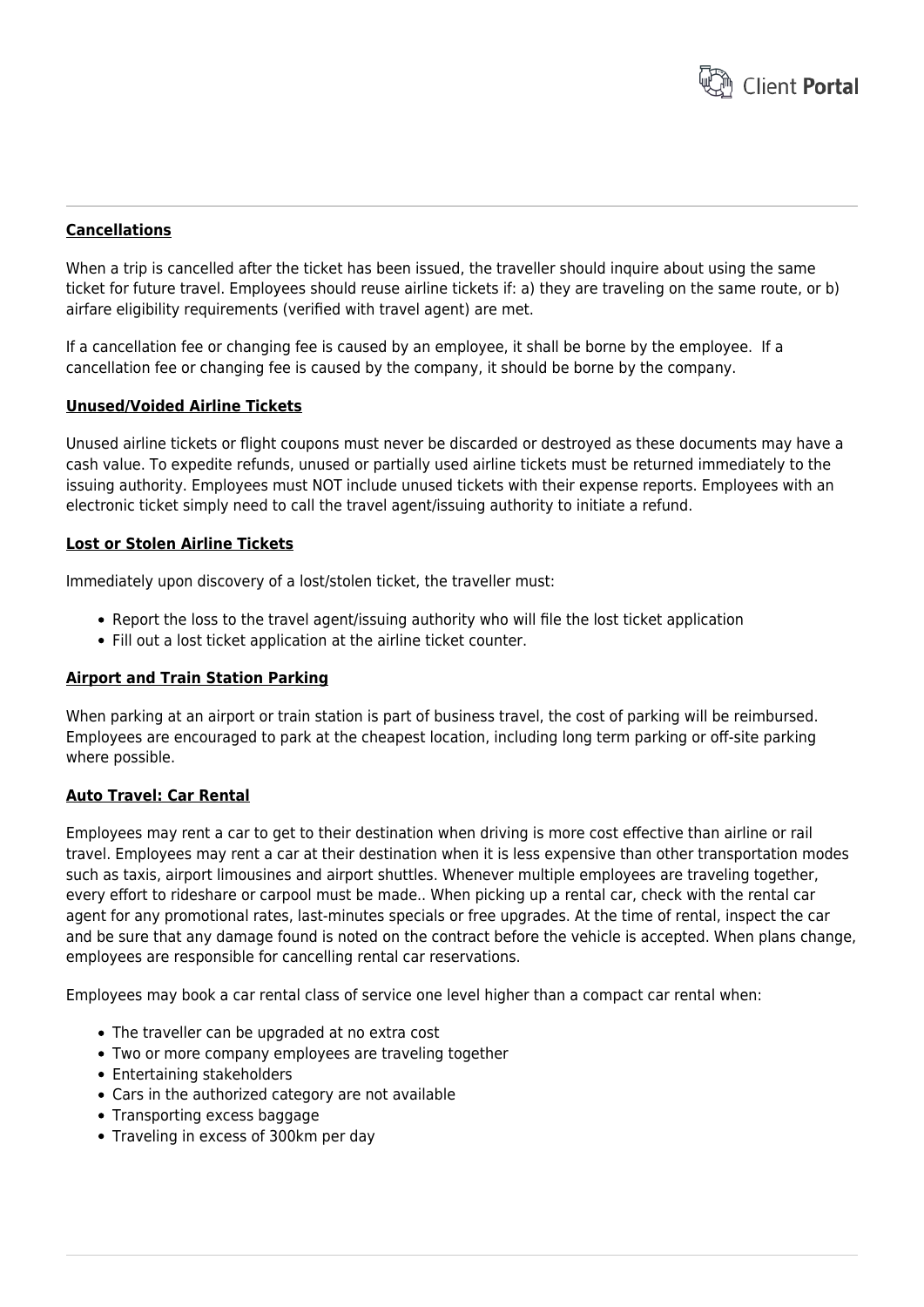**Cancellations**

When a trip is cancelled after the ticket has been issued, the traveller should inquire about using the same ticket for future travel. Employees should reuse airline tickets if: a) they are traveling on the same route, or b) airfare eligibility requirements (verified with travel agent) are met.

If a cancellation fee or changing fee is caused by an employee, it shall be borne by the employee.  If a cancellation fee or changing fee is caused by the company, it should be borne by the company.

**Unused/Voided Airline Tickets**

Unused airline tickets or flight coupons must never be discarded or destroyed as these documents may have a cash value. To expedite refunds, unused or partially used airline tickets must be returned immediately to the issuing authority. Employees must NOT include unused tickets with their expense reports. Employees with an electronic ticket simply need to call the travel agent/issuing authority to initiate a refund.

**Lost or Stolen Airline Tickets**

Immediately upon discovery of a lost/stolen ticket, the traveller must:

- Report the loss to the travel agent/issuing authority who will file the lost ticket application
- Fill out a lost ticket application at the airline ticket counter.

**Airport and Train Station Parking**

When parking at an airport or train station is part of business travel, the cost of parking will be reimbursed. Employees are encouraged to park at the cheapest location, including long term parking or off-site parking where possible.

**Auto Travel: Car Rental**

Employees may rent a car to get to their destination when driving is more cost effective than airline or rail travel. Employees may rent a car at their destination when it is less expensive than other transportation modes such as taxis, airport limousines and airport shuttles. Whenever multiple employees are traveling together, every effort to rideshare or carpool must be made.. When picking up a rental car, check with the rental car agent for any promotional rates, last-minutes specials or free upgrades. At the time of rental, inspect the car and be sure that any damage found is noted on the contract before the vehicle is accepted. When plans change, employees are responsible for cancelling rental car reservations.

Employees may book a car rental class of service one level higher than a compact car rental when:

- The traveller can be upgraded at no extra cost
- Two or more company employees are traveling together
- Entertaining stakeholders
- Cars in the authorized category are not available
- Transporting excess baggage
- Traveling in excess of 300km per day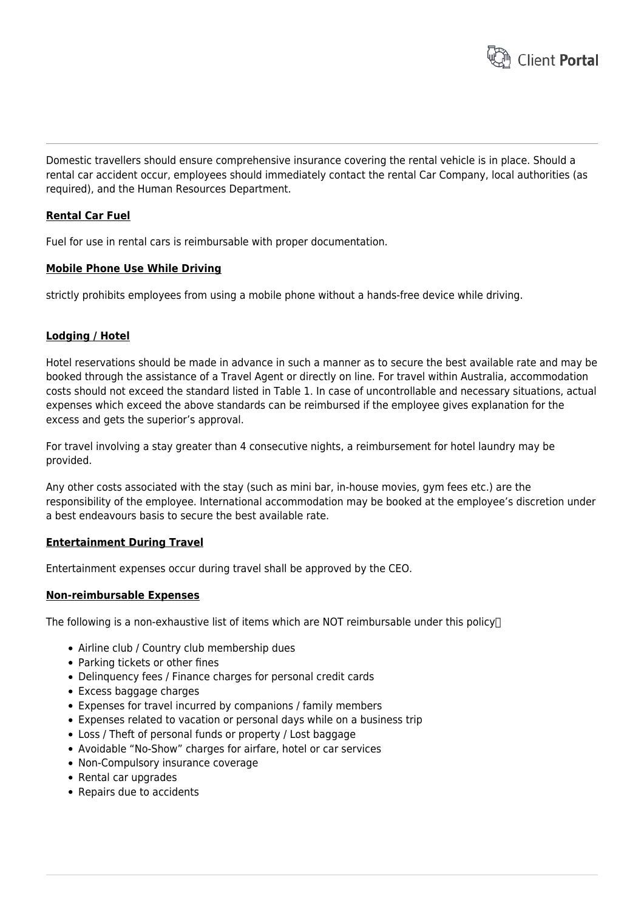Domestic travellers should ensure comprehensive insurance covering the rental vehicle is in place. Should a rental car accident occur, employees should immediately contact the rental Car Company, local authorities (as required), and the Human Resources Department.

**Rental Car Fuel**

Fuel for use in rental cars is reimbursable with proper documentation.

**Mobile Phone Use While Driving**

strictly prohibits employees from using a mobile phone without a hands-free device while driving.

**Lodging / Hotel**

Hotel reservations should be made in advance in such a manner as to secure the best available rate and may be booked through the assistance of a Travel Agent or directly on line. For travel within Australia, accommodation costs should not exceed the standard listed in Table 1. In case of uncontrollable and necessary situations, actual expenses which exceed the above standards can be reimbursed if the employee gives explanation for the excess and gets the superior's approval.

For travel involving a stay greater than 4 consecutive nights, a reimbursement for hotel laundry may be provided.

Any other costs associated with the stay (such as mini bar, in-house movies, gym fees etc.) are the responsibility of the employee. International accommodation may be booked at the employee's discretion under a best endeavours basis to secure the best available rate.

**Entertainment During Travel**

Entertainment expenses occur during travel shall be approved by the CEO.

**Non-reimbursable Expenses**

The following is a non-exhaustive list of items which are NOT reimbursable under this policy：

- Airline club / Country club membership dues
- Parking tickets or other fines
- Delinquency fees / Finance charges for personal credit cards
- Excess baggage charges
- Expenses for travel incurred by companions / family members
- Expenses related to vacation or personal days while on a business trip
- Loss / Theft of personal funds or property / Lost baggage
- Avoidable "No-Show" charges for airfare, hotel or car services
- Non-Compulsory insurance coverage
- Rental car upgrades
- Repairs due to accidents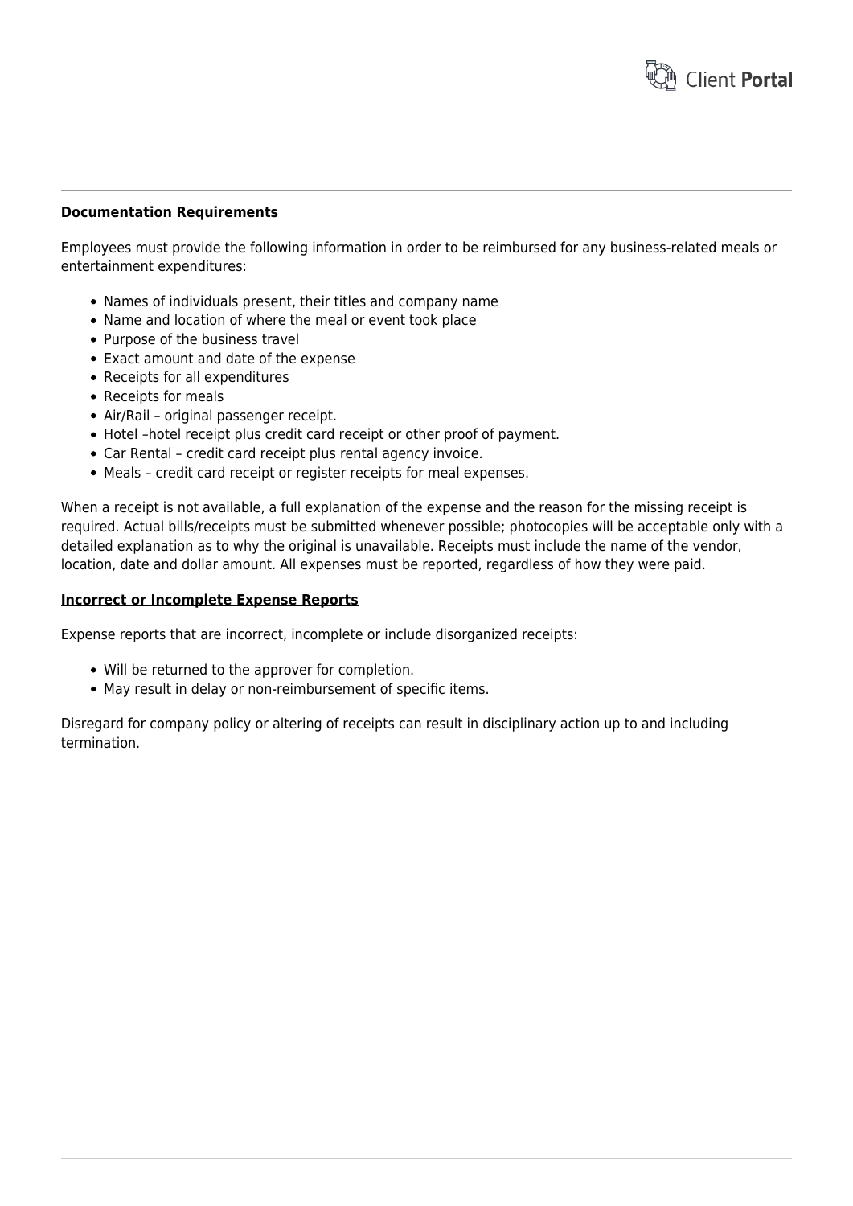**Documentation Requirements**

Employees must provide the following information in order to be reimbursed for any business-related meals or entertainment expenditures:

- Names of individuals present, their titles and company name
- Name and location of where the meal or event took place
- Purpose of the business travel
- Exact amount and date of the expense
- Receipts for all expenditures
- Receipts for meals
- Air/Rail – original passenger receipt.
- Hotel –hotel receipt plus credit card receipt or other proof of payment.
- Car Rental – credit card receipt plus rental agency invoice.
- Meals – credit card receipt or register receipts for meal expenses.

When a receipt is not available, a full explanation of the expense and the reason for the missing receipt is required. Actual bills/receipts must be submitted whenever possible; photocopies will be acceptable only with a detailed explanation as to why the original is unavailable. Receipts must include the name of the vendor, location, date and dollar amount. All expenses must be reported, regardless of how they were paid.

**Incorrect or Incomplete Expense Reports**

Expense reports that are incorrect, incomplete or include disorganized receipts:

- Will be returned to the approver for completion.
- May result in delay or non-reimbursement of specific items.

Disregard for company policy or altering of receipts can result in disciplinary action up to and including termination.